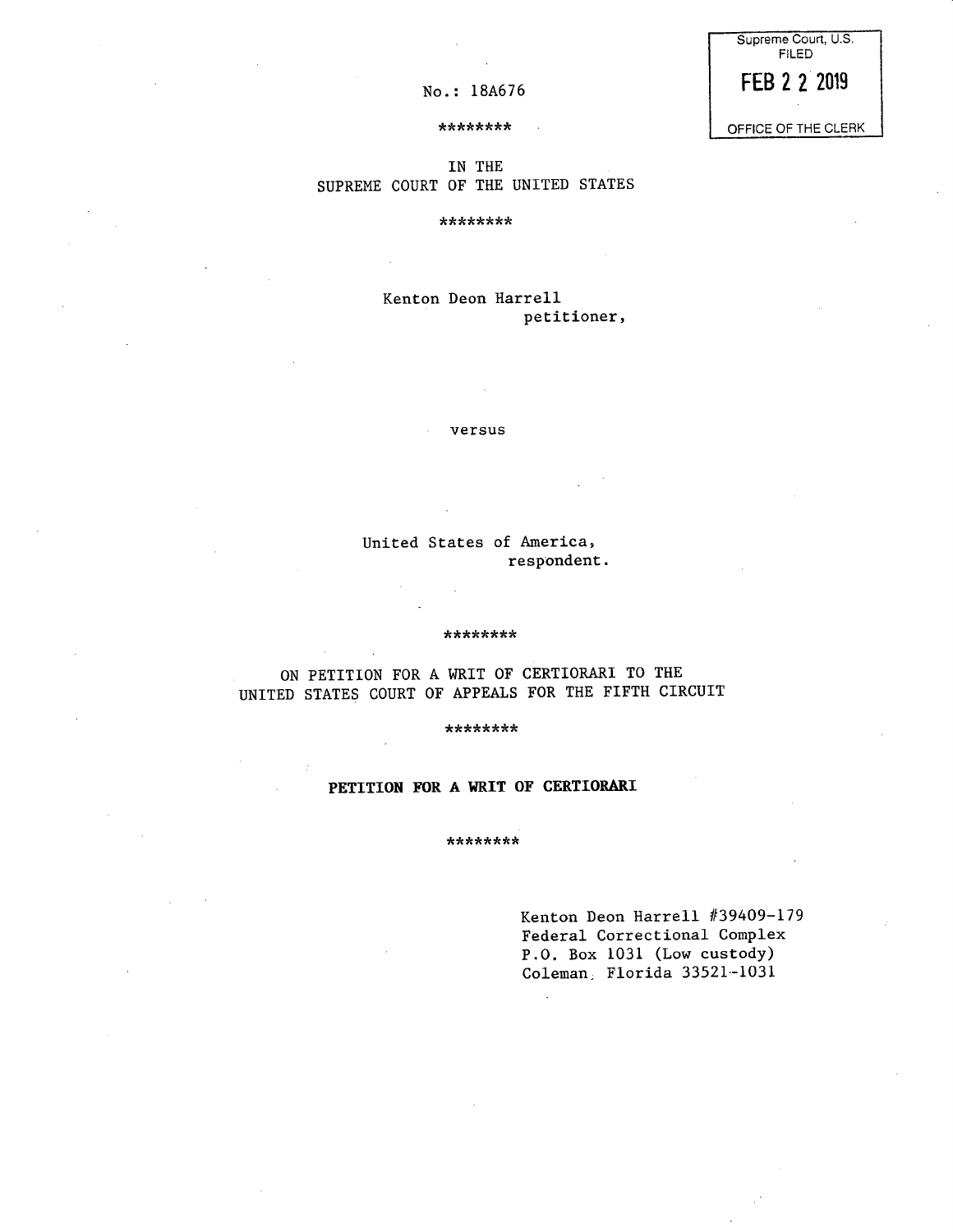Supreme Court, U.S.
FILED

FEB 22 2019

OFFICE OF THE CLERK

No.: 18A676

********

IN THE
SUPREME COURT OF THE UNITED STATES

********

Kenton Deon Harrell
petitioner,

versus

United States of America,
respondent.

********

ON PETITION FOR A WRIT OF CERTIORARI TO THE
UNITED STATES COURT OF APPEALS FOR THE FIFTH CIRCUIT

********

**PETITION FOR A WRIT OF CERTIORARI**

********

Kenton Deon Harrell #39409-179
Federal Correctional Complex
P.O. Box 1031 (Low custody)
Coleman, Florida 33521-1031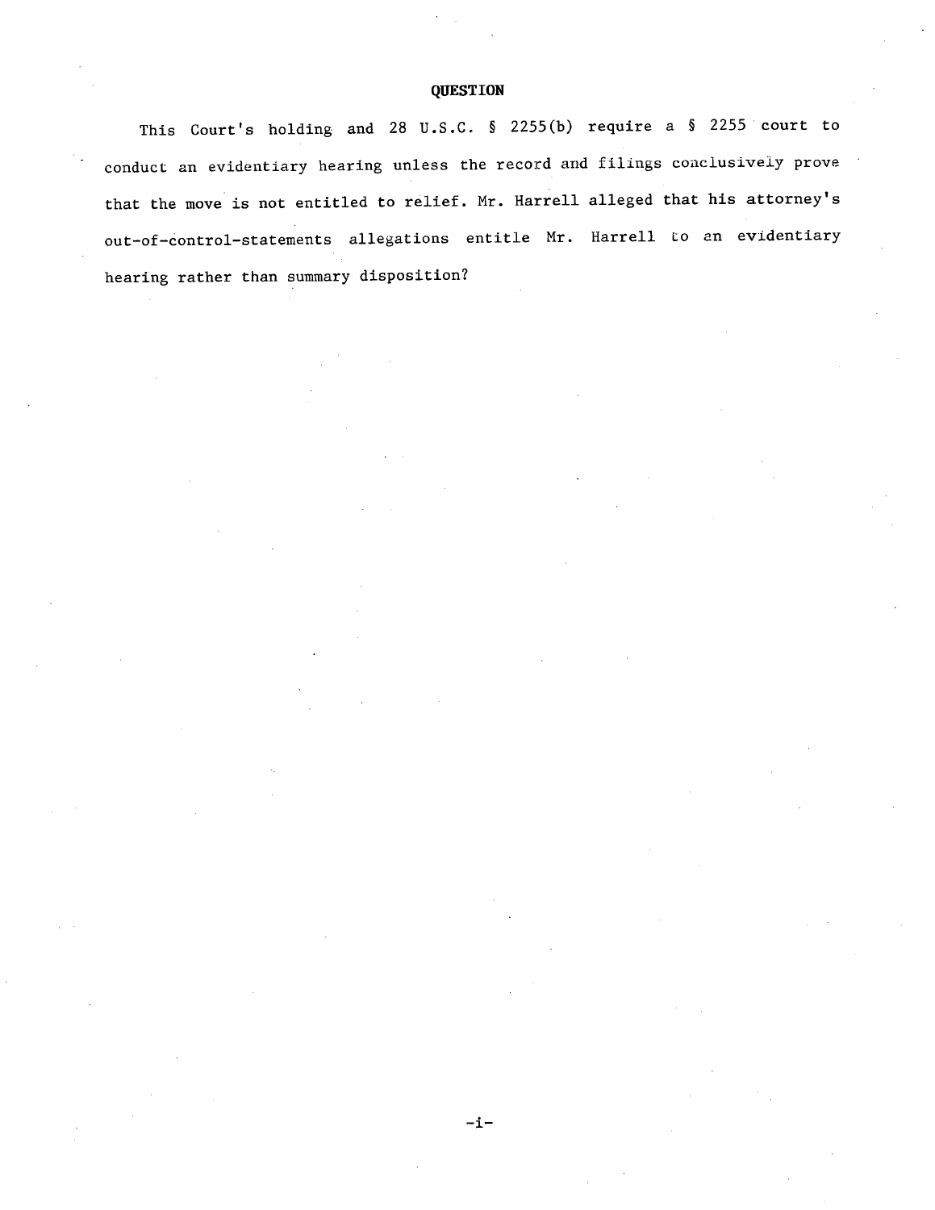**QUESTION**

This Court's holding and 28 U.S.C. § 2255(b) require a § 2255 court to conduct an evidentiary hearing unless the record and filings conclusively prove that the move is not entitled to relief. Mr. Harrell alleged that his attorney's out-of-control-statements allegations entitle Mr. Harrell to an evidentiary hearing rather than summary disposition?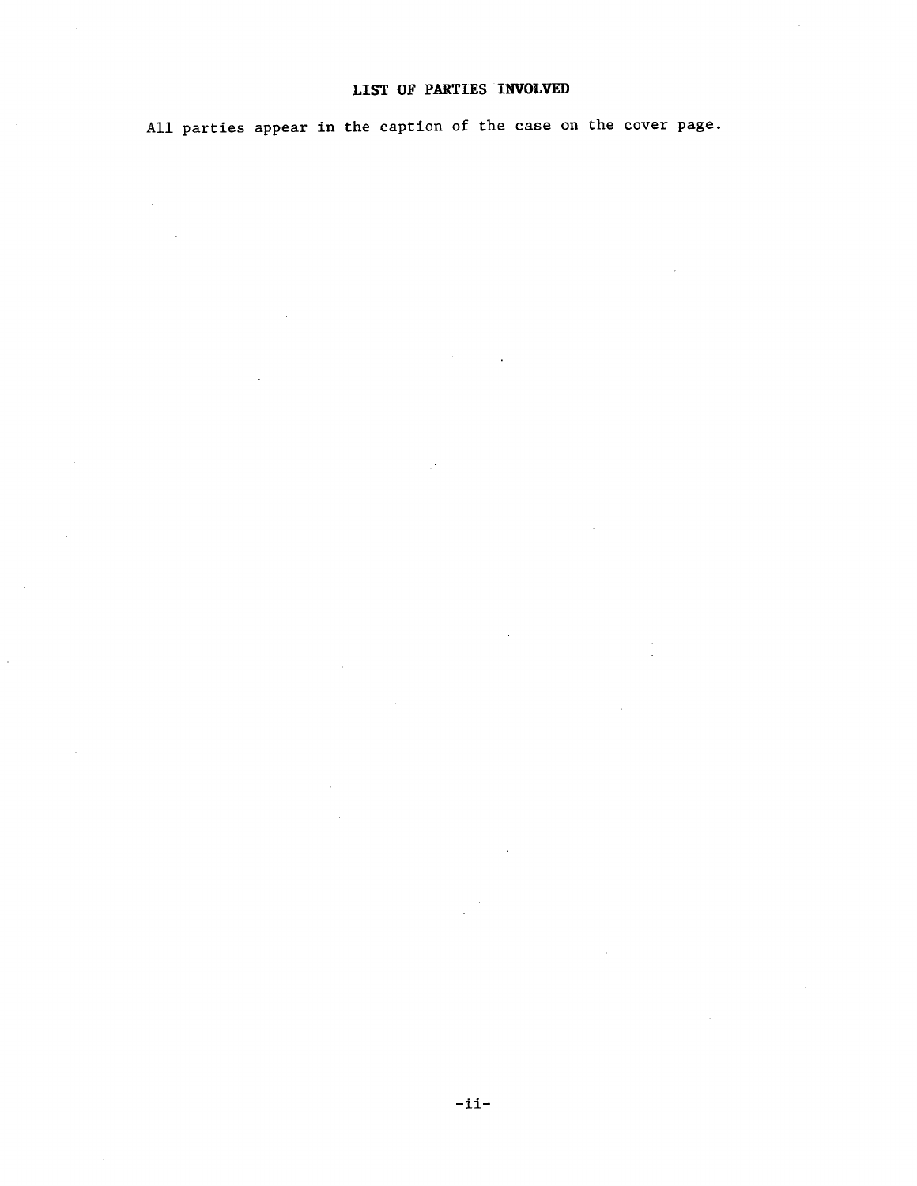## LIST OF PARTIES INVOLVED

All parties appear in the caption of the case on the cover page.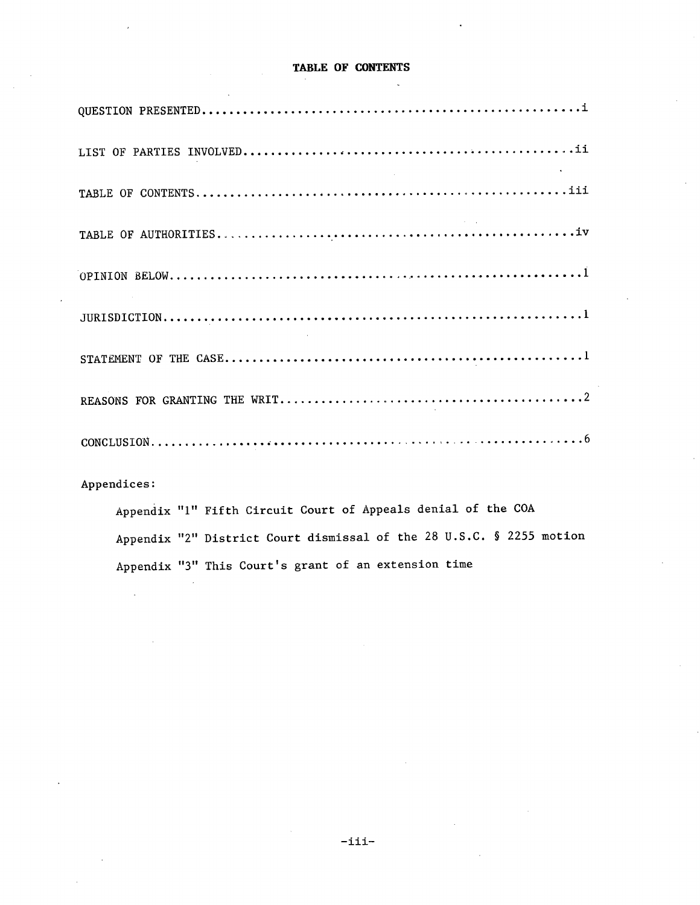# TABLE OF CONTENTS

| | |
|---|---|
| QUESTION PRESENTED | i |
| LIST OF PARTIES INVOLVED | ii |
| TABLE OF CONTENTS | iii |
| TABLE OF AUTHORITIES | iv |
| OPINION BELOW | 1 |
| JURISDICTION | 1 |
| STATEMENT OF THE CASE | 1 |
| REASONS FOR GRANTING THE WRIT | 2 |
| CONCLUSION | 6 |

Appendices:

Appendix "1" Fifth Circuit Court of Appeals denial of the COA

Appendix "2" District Court dismissal of the 28 U.S.C. § 2255 motion

Appendix "3" This Court's grant of an extension time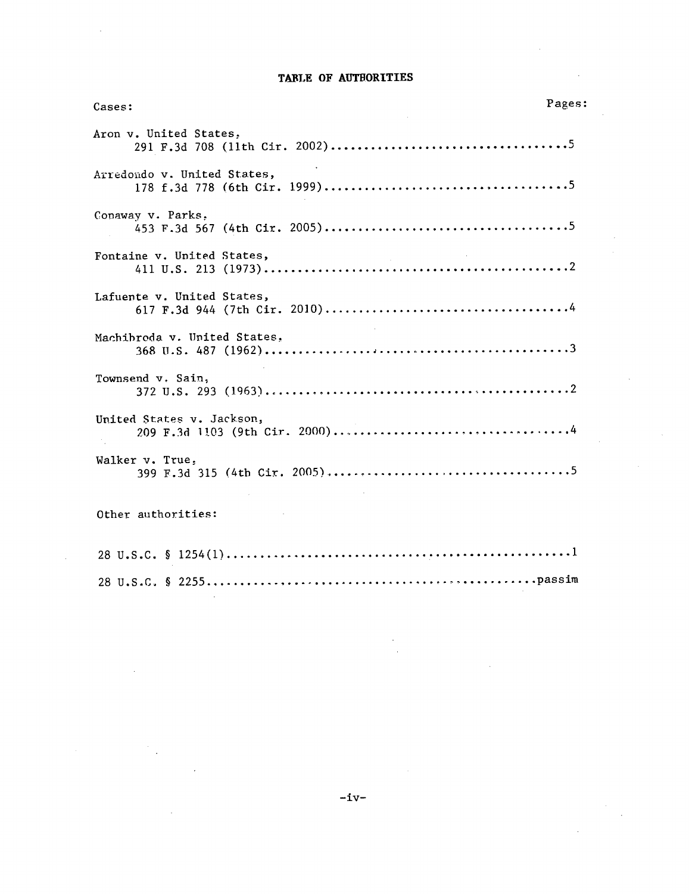# TABLE OF AUTHORITIES

| Cases: | Pages: |
|---|---|
| Aron v. United States, 291 F.3d 708 (11th Cir. 2002) | 5 |
| Arredondo v. United States, 178 f.3d 778 (6th Cir. 1999) | 5 |
| Conaway v. Parks, 453 F.3d 567 (4th Cir. 2005) | 5 |
| Fontaine v. United States, 411 U.S. 213 (1973) | 2 |
| Lafuente v. United States, 617 F.3d 944 (7th Cir. 2010) | 4 |
| Machibroda v. United States, 368 U.S. 487 (1962) | 3 |
| Townsend v. Sain, 372 U.S. 293 (1963) | 2 |
| United States v. Jackson, 209 F.3d 1103 (9th Cir. 2000) | 4 |
| Walker v. True, 399 F.3d 315 (4th Cir. 2005) | 5 |

| Other authorities: | |
|---|---|
| 28 U.S.C. § 1254(1) | 1 |
| 28 U.S.C. § 2255 | passim |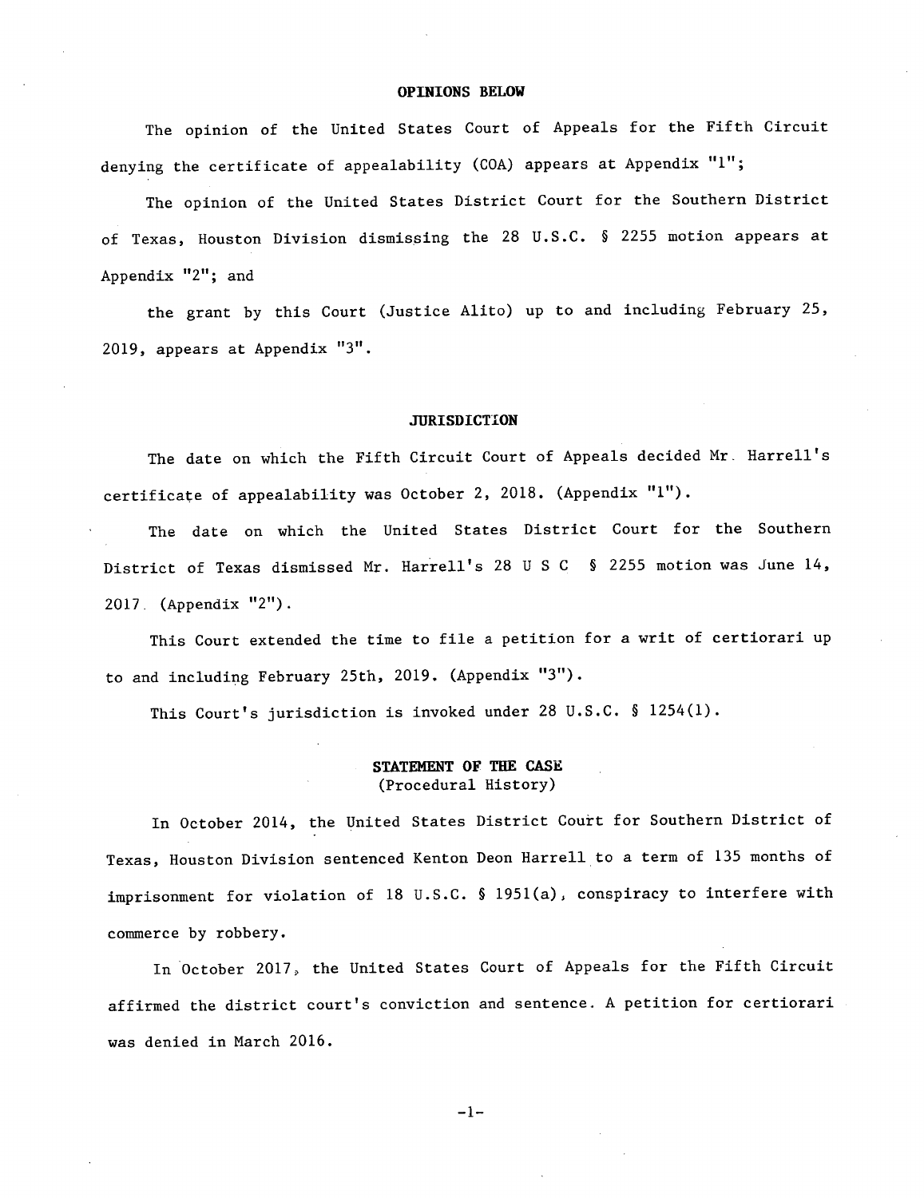## OPINIONS BELOW

The opinion of the United States Court of Appeals for the Fifth Circuit denying the certificate of appealability (COA) appears at Appendix "1";

The opinion of the United States District Court for the Southern District of Texas, Houston Division dismissing the 28 U.S.C. § 2255 motion appears at Appendix "2"; and

the grant by this Court (Justice Alito) up to and including February 25, 2019, appears at Appendix "3".

## JURISDICTION

The date on which the Fifth Circuit Court of Appeals decided Mr. Harrell's certificate of appealability was October 2, 2018. (Appendix "1").

The date on which the United States District Court for the Southern District of Texas dismissed Mr. Harrell's 28 U S C § 2255 motion was June 14, 2017. (Appendix "2").

This Court extended the time to file a petition for a writ of certiorari up to and including February 25th, 2019. (Appendix "3").

This Court's jurisdiction is invoked under 28 U.S.C. § 1254(1).

## STATEMENT OF THE CASE
(Procedural History)

In October 2014, the United States District Court for Southern District of Texas, Houston Division sentenced Kenton Deon Harrell to a term of 135 months of imprisonment for violation of 18 U.S.C. § 1951(a), conspiracy to interfere with commerce by robbery.

In October 2017, the United States Court of Appeals for the Fifth Circuit affirmed the district court's conviction and sentence. A petition for certiorari was denied in March 2016.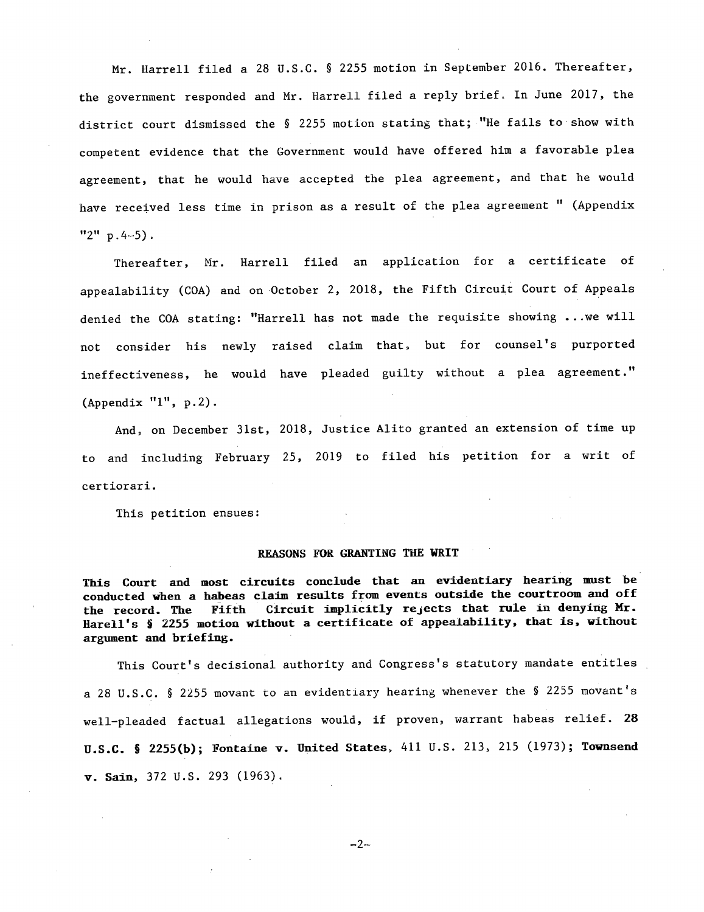Mr. Harrell filed a 28 U.S.C. § 2255 motion in September 2016. Thereafter, the government responded and Mr. Harrell filed a reply brief. In June 2017, the district court dismissed the § 2255 motion stating that; "He fails to show with competent evidence that the Government would have offered him a favorable plea agreement, that he would have accepted the plea agreement, and that he would have received less time in prison as a result of the plea agreement " (Appendix "2" p.4-5).

Thereafter, Mr. Harrell filed an application for a certificate of appealability (COA) and on October 2, 2018, the Fifth Circuit Court of Appeals denied the COA stating: "Harrell has not made the requisite showing ...we will not consider his newly raised claim that, but for counsel's purported ineffectiveness, he would have pleaded guilty without a plea agreement." (Appendix "1", p.2).

And, on December 31st, 2018, Justice Alito granted an extension of time up to and including February 25, 2019 to filed his petition for a writ of certiorari.

This petition ensues:

## REASONS FOR GRANTING THE WRIT

**This Court and most circuits conclude that an evidentiary hearing must be conducted when a habeas claim results from events outside the courtroom and off the record. The Fifth Circuit implicitly rejects that rule in denying Mr. Harell's § 2255 motion without a certificate of appealability, that is, without argument and briefing.**

This Court's decisional authority and Congress's statutory mandate entitles a 28 U.S.C. § 2255 movant to an evidentiary hearing whenever the § 2255 movant's well-pleaded factual allegations would, if proven, warrant habeas relief. **28 U.S.C. § 2255(b); Fontaine v. United States**, 411 U.S. 213, 215 (1973); **Townsend v. Sain**, 372 U.S. 293 (1963).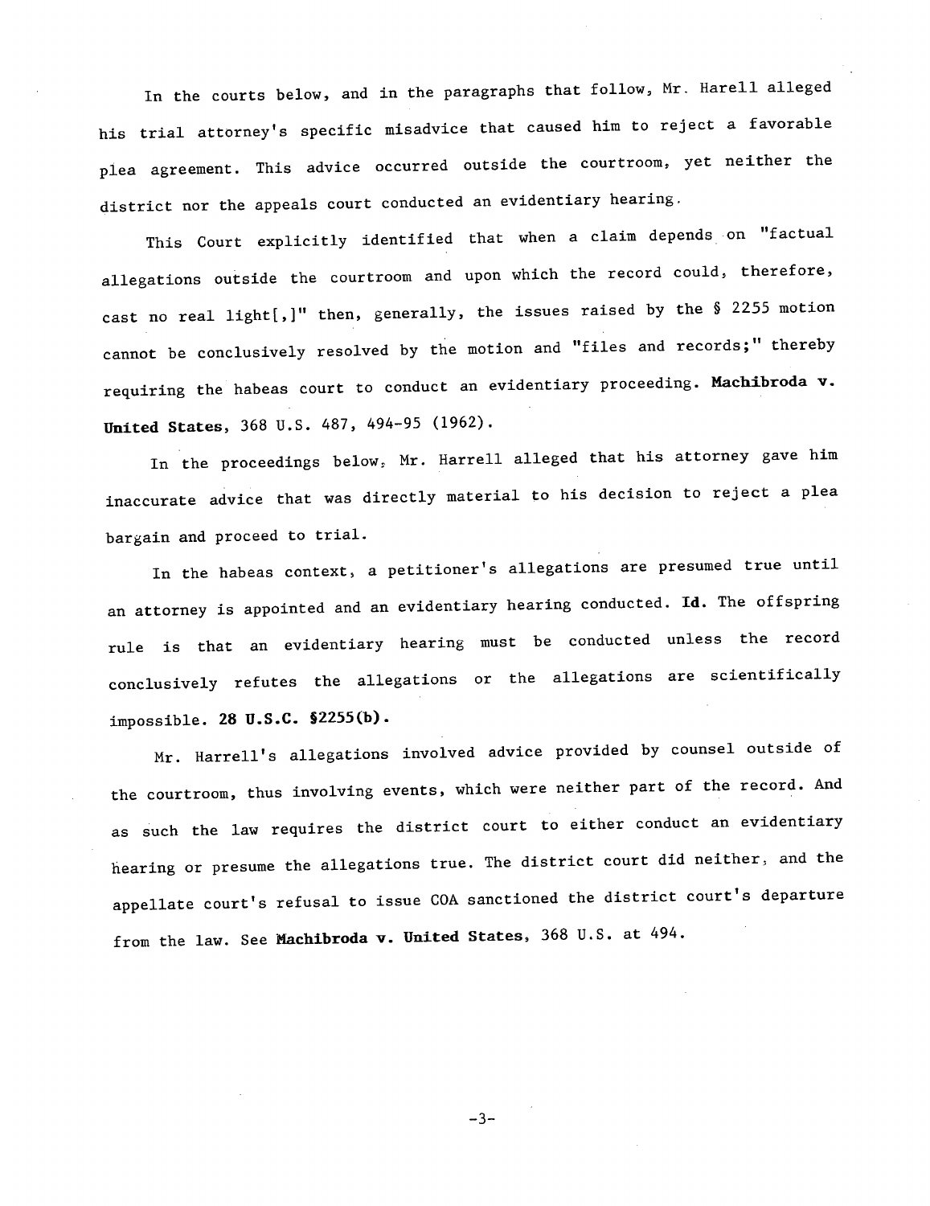In the courts below, and in the paragraphs that follow, Mr. Harell alleged his trial attorney's specific misadvice that caused him to reject a favorable plea agreement. This advice occurred outside the courtroom, yet neither the district nor the appeals court conducted an evidentiary hearing.

This Court explicitly identified that when a claim depends on "factual allegations outside the courtroom and upon which the record could, therefore, cast no real light[,]" then, generally, the issues raised by the § 2255 motion cannot be conclusively resolved by the motion and "files and records;" thereby requiring the habeas court to conduct an evidentiary proceeding. **Machibroda v. United States**, 368 U.S. 487, 494-95 (1962).

In the proceedings below, Mr. Harrell alleged that his attorney gave him inaccurate advice that was directly material to his decision to reject a plea bargain and proceed to trial.

In the habeas context, a petitioner's allegations are presumed true until an attorney is appointed and an evidentiary hearing conducted. **Id.** The offspring rule is that an evidentiary hearing must be conducted unless the record conclusively refutes the allegations or the allegations are scientifically impossible. **28 U.S.C. §2255(b).**

Mr. Harrell's allegations involved advice provided by counsel outside of the courtroom, thus involving events, which were neither part of the record. And as such the law requires the district court to either conduct an evidentiary hearing or presume the allegations true. The district court did neither, and the appellate court's refusal to issue COA sanctioned the district court's departure from the law. See **Machibroda v. United States**, 368 U.S. at 494.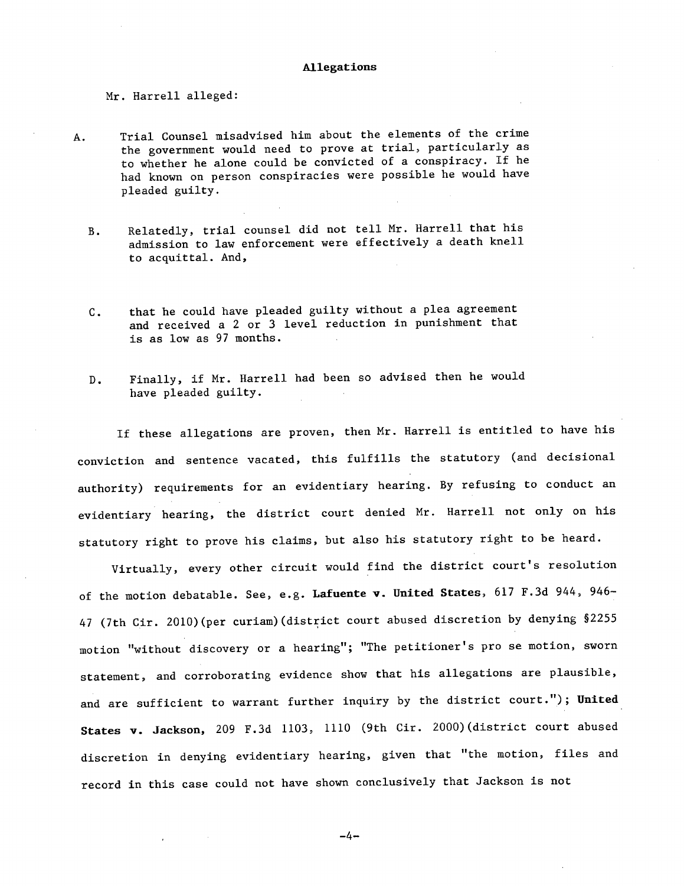**Allegations**

Mr. Harrell alleged:

A. Trial Counsel misadvised him about the elements of the crime the government would need to prove at trial, particularly as to whether he alone could be convicted of a conspiracy. If he had known on person conspiracies were possible he would have pleaded guilty.

B. Relatedly, trial counsel did not tell Mr. Harrell that his admission to law enforcement were effectively a death knell to acquittal. And,

C. that he could have pleaded guilty without a plea agreement and received a 2 or 3 level reduction in punishment that is as low as 97 months.

D. Finally, if Mr. Harrell had been so advised then he would have pleaded guilty.

If these allegations are proven, then Mr. Harrell is entitled to have his conviction and sentence vacated, this fulfills the statutory (and decisional authority) requirements for an evidentiary hearing. By refusing to conduct an evidentiary hearing, the district court denied Mr. Harrell not only on his statutory right to prove his claims, but also his statutory right to be heard.

Virtually, every other circuit would find the district court's resolution of the motion debatable. See, e.g. **Lafuente v. United States**, 617 F.3d 944, 946-47 (7th Cir. 2010)(per curiam)(district court abused discretion by denying §2255 motion "without discovery or a hearing"; "The petitioner's pro se motion, sworn statement, and corroborating evidence show that his allegations are plausible, and are sufficient to warrant further inquiry by the district court."); **United States v. Jackson,** 209 F.3d 1103, 1110 (9th Cir. 2000)(district court abused discretion in denying evidentiary hearing, given that "the motion, files and record in this case could not have shown conclusively that Jackson is not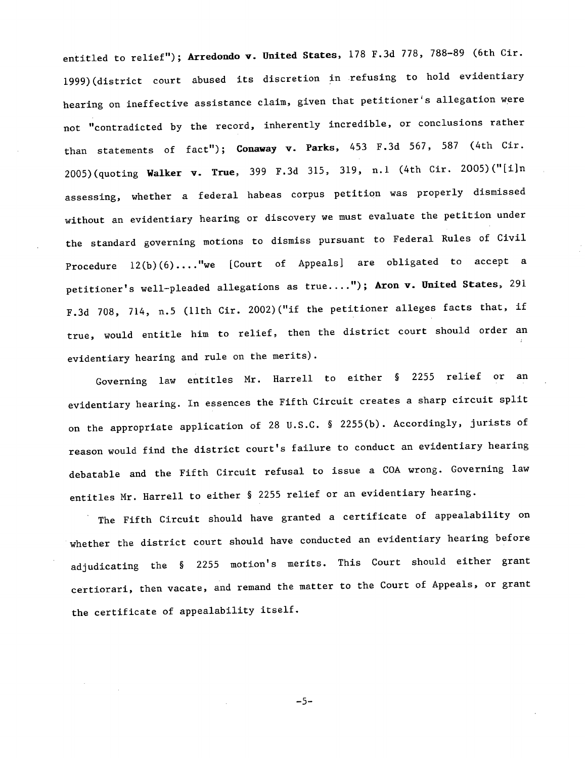entitled to relief"); **Arredondo v. United States**, 178 F.3d 778, 788-89 (6th Cir. 1999)(district court abused its discretion in refusing to hold evidentiary hearing on ineffective assistance claim, given that petitioner's allegation were not "contradicted by the record, inherently incredible, or conclusions rather than statements of fact"); **Conaway v. Parks**, 453 F.3d 567, 587 (4th Cir. 2005)(quoting **Walker v. True**, 399 F.3d 315, 319, n.1 (4th Cir. 2005)("[i]n assessing, whether a federal habeas corpus petition was properly dismissed without an evidentiary hearing or discovery we must evaluate the petition under the standard governing motions to dismiss pursuant to Federal Rules of Civil Procedure 12(b)(6)...."we [Court of Appeals] are obligated to accept a petitioner's well-pleaded allegations as true...."); **Aron v. United States**, 291 F.3d 708, 714, n.5 (11th Cir. 2002)("if the petitioner alleges facts that, if true, would entitle him to relief, then the district court should order an evidentiary hearing and rule on the merits).

Governing law entitles Mr. Harrell to either § 2255 relief or an evidentiary hearing. In essences the Fifth Circuit creates a sharp circuit split on the appropriate application of 28 U.S.C. § 2255(b). Accordingly, jurists of reason would find the district court's failure to conduct an evidentiary hearing debatable and the Fifth Circuit refusal to issue a COA wrong. Governing law entitles Mr. Harrell to either § 2255 relief or an evidentiary hearing.

The Fifth Circuit should have granted a certificate of appealability on whether the district court should have conducted an evidentiary hearing before adjudicating the § 2255 motion's merits. This Court should either grant certiorari, then vacate, and remand the matter to the Court of Appeals, or grant the certificate of appealability itself.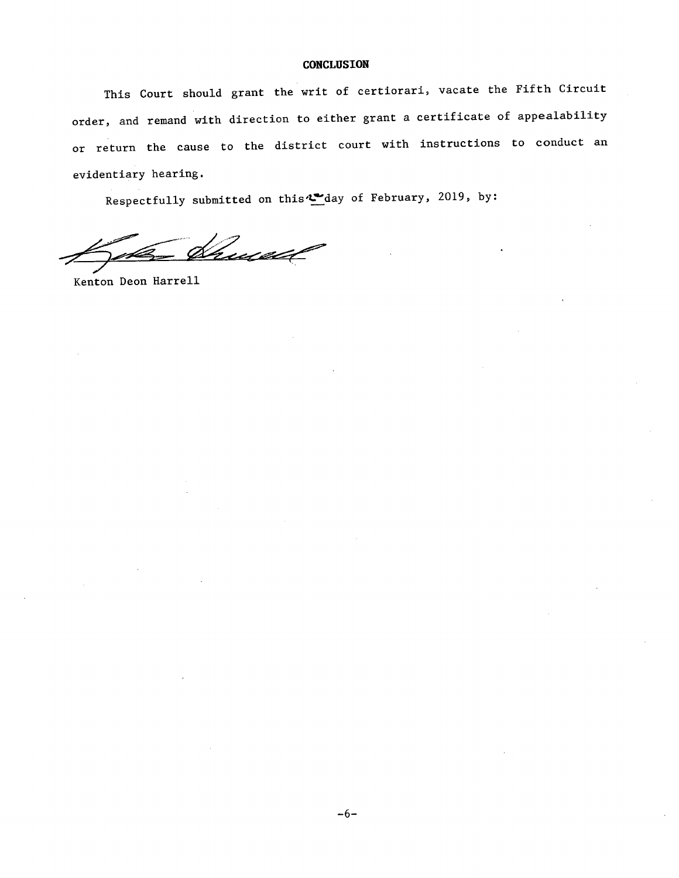## CONCLUSION

This Court should grant the writ of certiorari, vacate the Fifth Circuit order, and remand with direction to either grant a certificate of appealability or return the cause to the district court with instructions to conduct an evidentiary hearing.

Respectfully submitted on this 2 day of February, 2019, by:

Kenton Deon Harrell